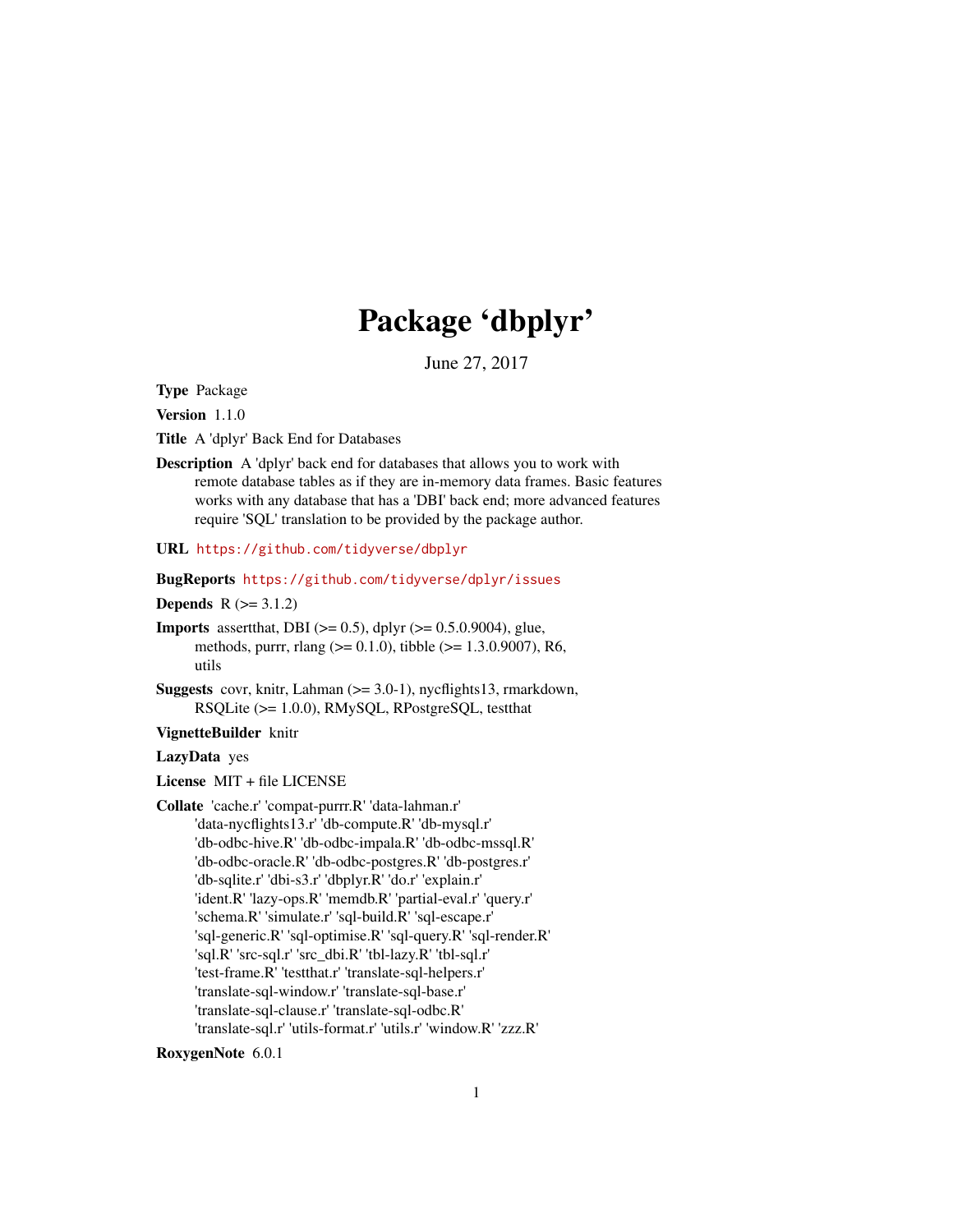# Package 'dbplyr'

June 27, 2017

**Type** Package

**Version** 1.1.0

**Title** A 'dplyr' Back End for Databases

**Description** A 'dplyr' back end for databases that allows you to work with remote database tables as if they are in-memory data frames. Basic features works with any database that has a 'DBI' back end; more advanced features require 'SQL' translation to be provided by the package author.

**URL** https://github.com/tidyverse/dbplyr

**BugReports** https://github.com/tidyverse/dplyr/issues

**Depends** R (>= 3.1.2)

**Imports** assertthat, DBI (>= 0.5), dplyr (>= 0.5.0.9004), glue, methods, purrr, rlang (>= 0.1.0), tibble (>= 1.3.0.9007), R6, utils

**Suggests** covr, knitr, Lahman (>= 3.0-1), nycflights13, rmarkdown, RSQLite (>= 1.0.0), RMySQL, RPostgreSQL, testthat

**VignetteBuilder** knitr

**LazyData** yes

**License** MIT + file LICENSE

**Collate** 'cache.r' 'compat-purrr.R' 'data-lahman.r' 'data-nycflights13.r' 'db-compute.R' 'db-mysql.r' 'db-odbc-hive.R' 'db-odbc-impala.R' 'db-odbc-mssql.R' 'db-odbc-oracle.R' 'db-odbc-postgres.R' 'db-postgres.r' 'db-sqlite.r' 'dbi-s3.r' 'dbplyr.R' 'do.r' 'explain.r' 'ident.R' 'lazy-ops.R' 'memdb.R' 'partial-eval.r' 'query.r' 'schema.R' 'simulate.r' 'sql-build.R' 'sql-escape.r' 'sql-generic.R' 'sql-optimise.R' 'sql-query.R' 'sql-render.R' 'sql.R' 'src-sql.r' 'src_dbi.R' 'tbl-lazy.R' 'tbl-sql.r' 'test-frame.R' 'testthat.r' 'translate-sql-helpers.r' 'translate-sql-window.r' 'translate-sql-base.r' 'translate-sql-clause.r' 'translate-sql-odbc.R' 'translate-sql.r' 'utils-format.r' 'utils.r' 'window.R' 'zzz.R'

**RoxygenNote** 6.0.1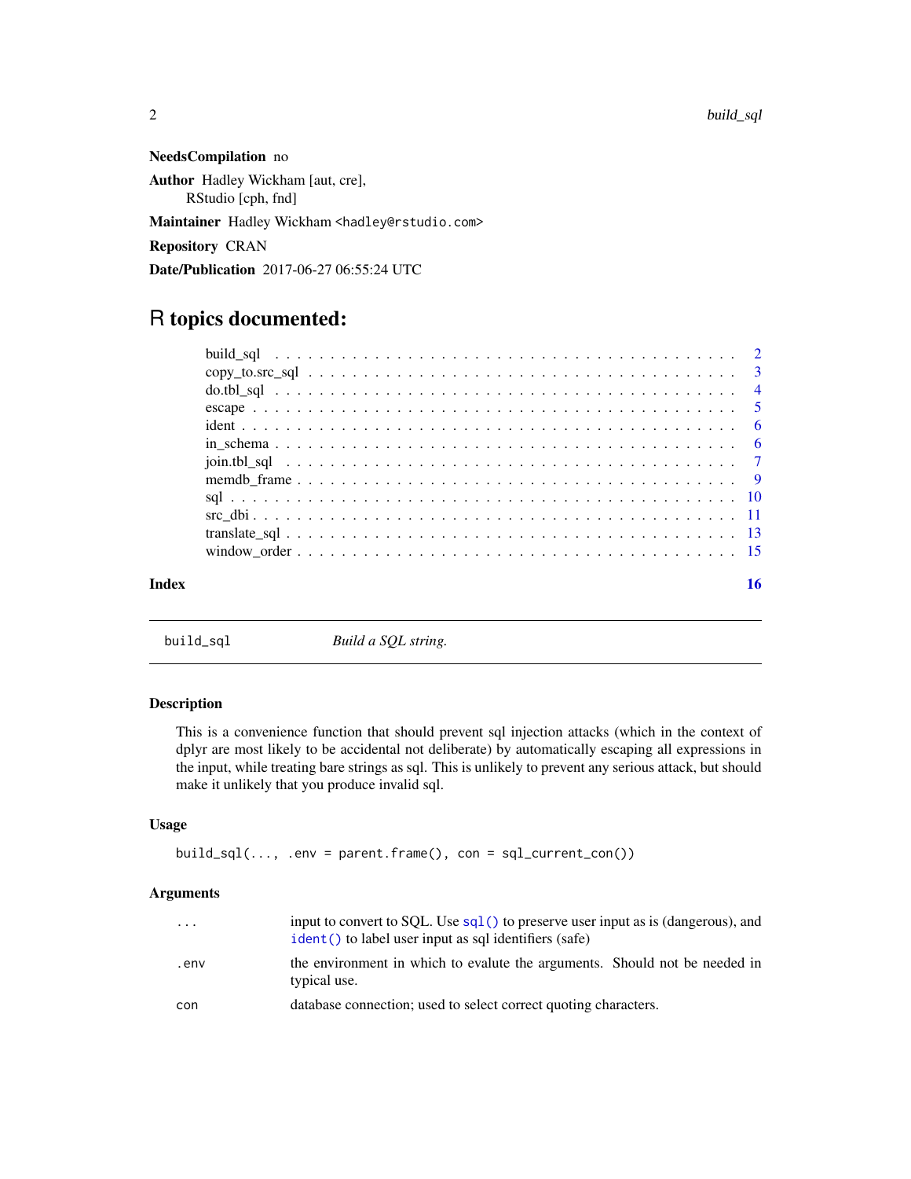**NeedsCompilation** no

**Author** Hadley Wickham [aut, cre],
RStudio [cph, fnd]

**Maintainer** Hadley Wickham <hadley@rstudio.com>

**Repository** CRAN

**Date/Publication** 2017-06-27 06:55:24 UTC

# R topics documented:

| | |
|---|---|
| build_sql | 2 |
| copy_to.src_sql | 3 |
| do.tbl_sql | 4 |
| escape | 5 |
| ident | 6 |
| in_schema | 6 |
| join.tbl_sql | 7 |
| memdb_frame | 9 |
| sql | 10 |
| src_dbi | 11 |
| translate_sql | 13 |
| window_order | 15 |
| **Index** | **16** |

---

`build_sql` *Build a SQL string.*

---

## Description

This is a convenience function that should prevent sql injection attacks (which in the context of dplyr are most likely to be accidental not deliberate) by automatically escaping all expressions in the input, while treating bare strings as sql. This is unlikely to prevent any serious attack, but should make it unlikely that you produce invalid sql.

## Usage

```
build_sql(..., .env = parent.frame(), con = sql_current_con())
```

## Arguments

| | |
|---|---|
| `...` | input to convert to SQL. Use `sql()` to preserve user input as is (dangerous), and `ident()` to label user input as sql identifiers (safe) |
| `.env` | the environment in which to evalute the arguments. Should not be needed in typical use. |
| `con` | database connection; used to select correct quoting characters. |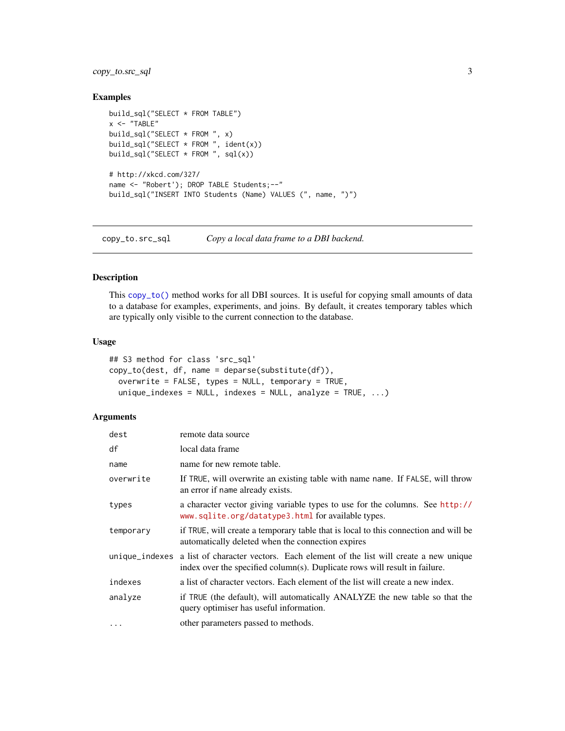## Examples

```
build_sql("SELECT * FROM TABLE")
x <- "TABLE"
build_sql("SELECT * FROM ", x)
build_sql("SELECT * FROM ", ident(x))
build_sql("SELECT * FROM ", sql(x))

# http://xkcd.com/327/
name <- "Robert'); DROP TABLE Students;--"
build_sql("INSERT INTO Students (Name) VALUES (", name, ")")
```

---

# copy_to.src_sql — *Copy a local data frame to a DBI backend.*

---

## Description

This copy_to() method works for all DBI sources. It is useful for copying small amounts of data to a database for examples, experiments, and joins. By default, it creates temporary tables which are typically only visible to the current connection to the database.

## Usage

```
## S3 method for class 'src_sql'
copy_to(dest, df, name = deparse(substitute(df)),
  overwrite = FALSE, types = NULL, temporary = TRUE,
  unique_indexes = NULL, indexes = NULL, analyze = TRUE, ...)
```

## Arguments

| | |
|---|---|
| `dest` | remote data source |
| `df` | local data frame |
| `name` | name for new remote table. |
| `overwrite` | If TRUE, will overwrite an existing table with name name. If FALSE, will throw an error if name already exists. |
| `types` | a character vector giving variable types to use for the columns. See http://www.sqlite.org/datatype3.html for available types. |
| `temporary` | if TRUE, will create a temporary table that is local to this connection and will be automatically deleted when the connection expires |
| `unique_indexes` | a list of character vectors. Each element of the list will create a new unique index over the specified column(s). Duplicate rows will result in failure. |
| `indexes` | a list of character vectors. Each element of the list will create a new index. |
| `analyze` | if TRUE (the default), will automatically ANALYZE the new table so that the query optimiser has useful information. |
| `...` | other parameters passed to methods. |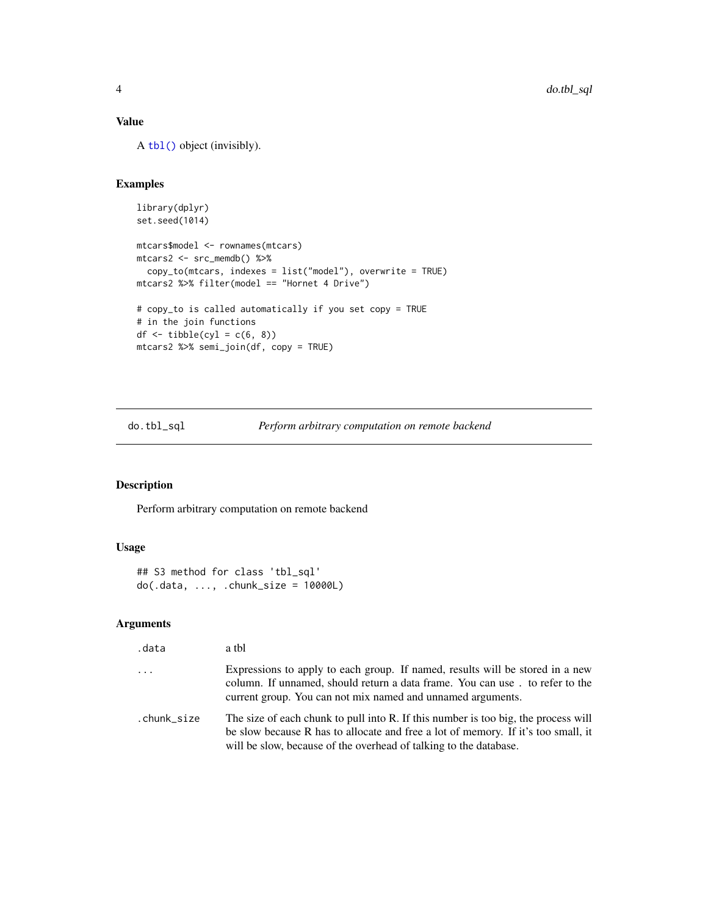## Value

A `tbl()` object (invisibly).

## Examples

```
library(dplyr)
set.seed(1014)

mtcars$model <- rownames(mtcars)
mtcars2 <- src_memdb() %>%
  copy_to(mtcars, indexes = list("model"), overwrite = TRUE)
mtcars2 %>% filter(model == "Hornet 4 Drive")

# copy_to is called automatically if you set copy = TRUE
# in the join functions
df <- tibble(cyl = c(6, 8))
mtcars2 %>% semi_join(df, copy = TRUE)
```

---

# do.tbl_sql — *Perform arbitrary computation on remote backend*

---

## Description

Perform arbitrary computation on remote backend

## Usage

```
## S3 method for class 'tbl_sql'
do(.data, ..., .chunk_size = 10000L)
```

## Arguments

| | |
|---|---|
| `.data` | a tbl |
| `...` | Expressions to apply to each group. If named, results will be stored in a new column. If unnamed, should return a data frame. You can use `.` to refer to the current group. You can not mix named and unnamed arguments. |
| `.chunk_size` | The size of each chunk to pull into R. If this number is too big, the process will be slow because R has to allocate and free a lot of memory. If it's too small, it will be slow, because of the overhead of talking to the database. |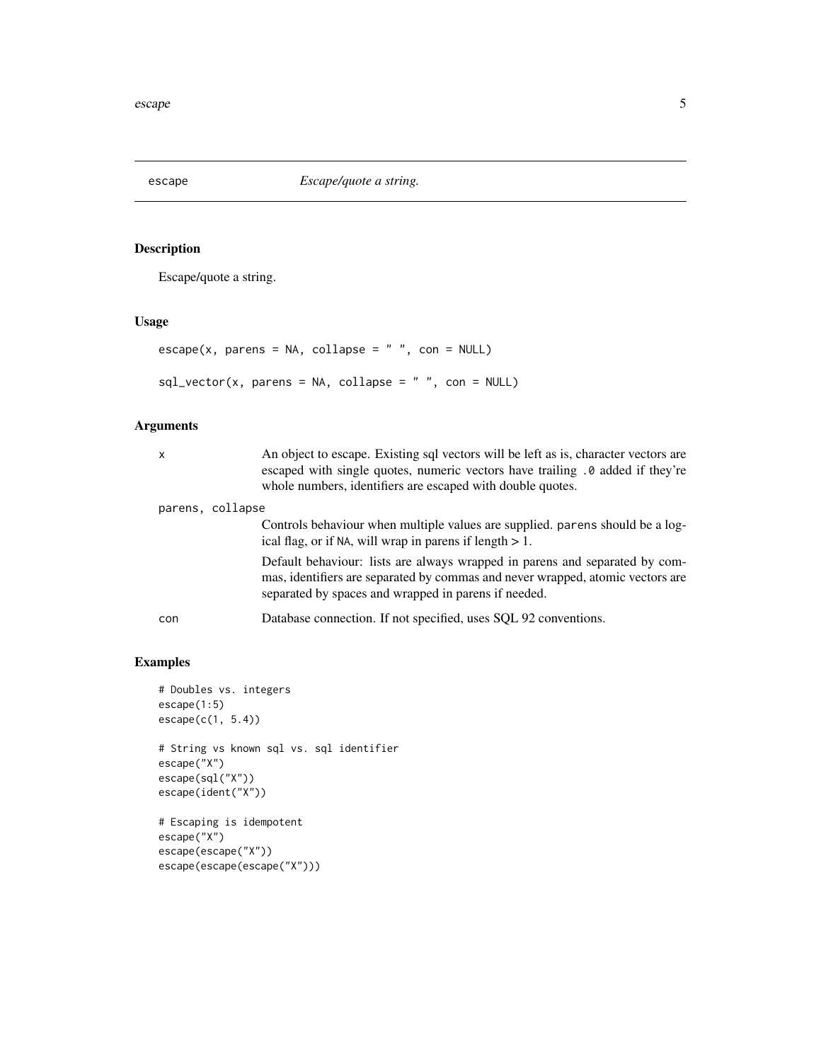# escape — *Escape/quote a string.*

## Description

Escape/quote a string.

## Usage

```
escape(x, parens = NA, collapse = " ", con = NULL)

sql_vector(x, parens = NA, collapse = " ", con = NULL)
```

## Arguments

| | |
|---|---|
| `x` | An object to escape. Existing sql vectors will be left as is, character vectors are escaped with single quotes, numeric vectors have trailing `.0` added if they're whole numbers, identifiers are escaped with double quotes. |
| `parens, collapse` | Controls behaviour when multiple values are supplied. `parens` should be a logical flag, or if `NA`, will wrap in parens if length > 1.<br><br>Default behaviour: lists are always wrapped in parens and separated by commas, identifiers are separated by commas and never wrapped, atomic vectors are separated by spaces and wrapped in parens if needed. |
| `con` | Database connection. If not specified, uses SQL 92 conventions. |

## Examples

```
# Doubles vs. integers
escape(1:5)
escape(c(1, 5.4))

# String vs known sql vs. sql identifier
escape("X")
escape(sql("X"))
escape(ident("X"))

# Escaping is idempotent
escape("X")
escape(escape("X"))
escape(escape(escape("X")))
```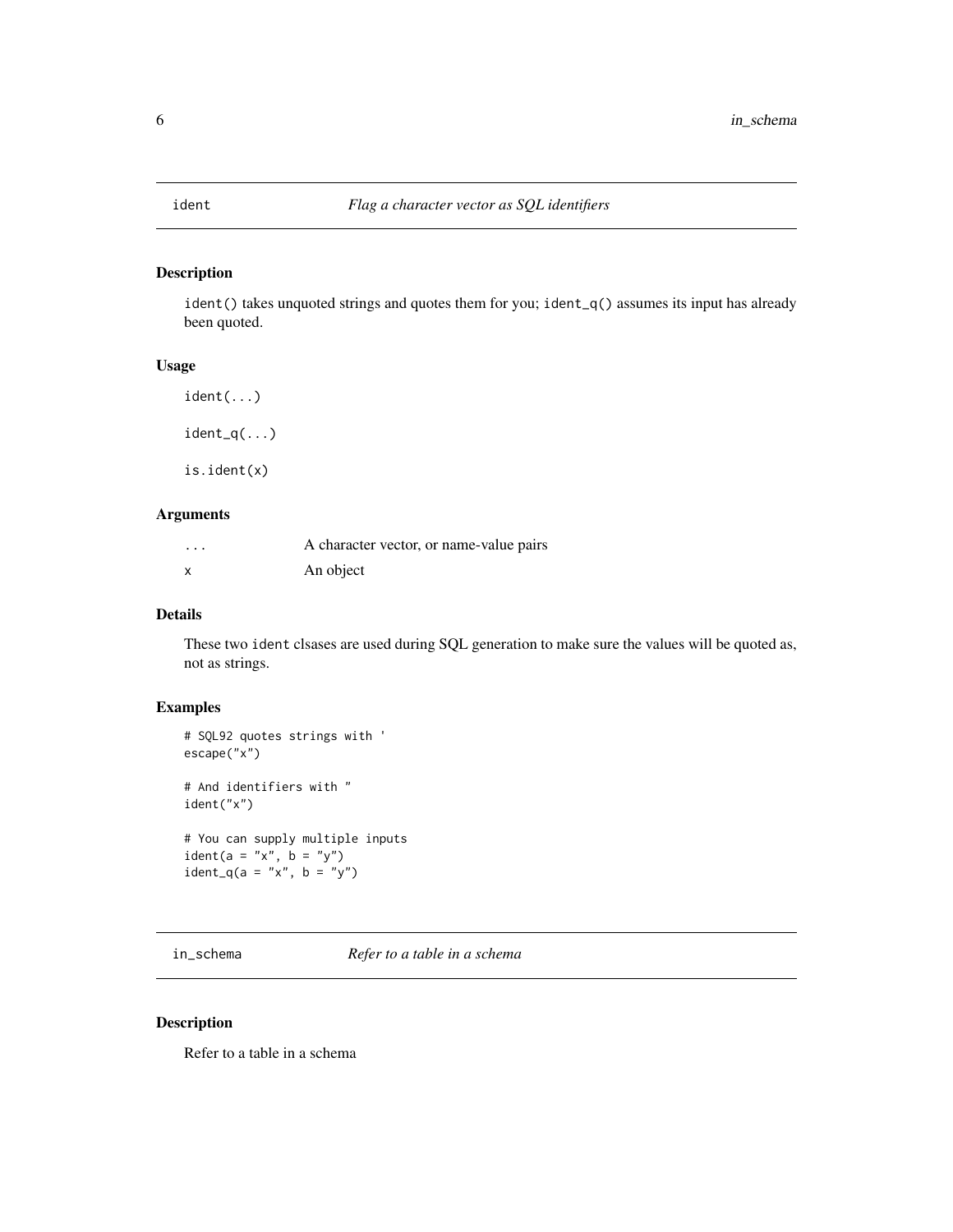## ident — *Flag a character vector as SQL identifiers*

### Description

`ident()` takes unquoted strings and quotes them for you; `ident_q()` assumes its input has already been quoted.

### Usage

```
ident(...)

ident_q(...)

is.ident(x)
```

### Arguments

| | |
|---|---|
| ... | A character vector, or name-value pairs |
| x | An object |

### Details

These two `ident` clsases are used during SQL generation to make sure the values will be quoted as, not as strings.

### Examples

```
# SQL92 quotes strings with '
escape("x")

# And identifiers with "
ident("x")

# You can supply multiple inputs
ident(a = "x", b = "y")
ident_q(a = "x", b = "y")
```

## in_schema — *Refer to a table in a schema*

### Description

Refer to a table in a schema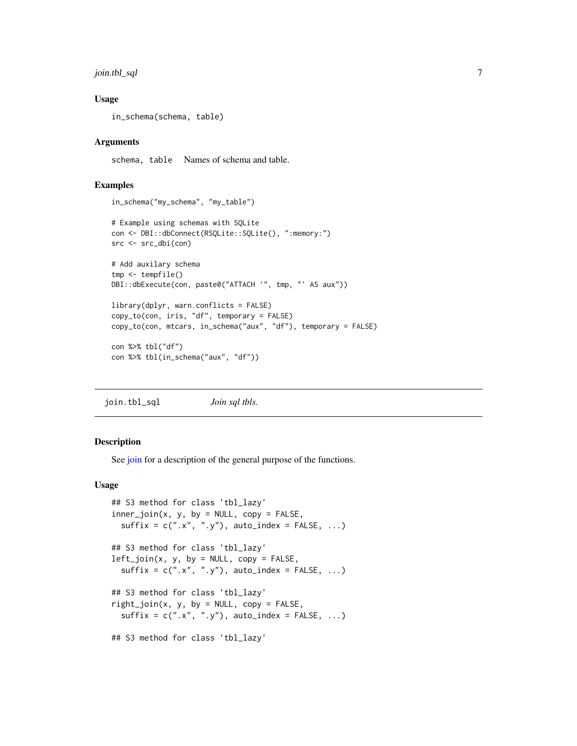### Usage

```
in_schema(schema, table)
```

### Arguments

`schema, table` Names of schema and table.

### Examples

```
in_schema("my_schema", "my_table")

# Example using schemas with SQLite
con <- DBI::dbConnect(RSQLite::SQLite(), ":memory:")
src <- src_dbi(con)

# Add auxilary schema
tmp <- tempfile()
DBI::dbExecute(con, paste0("ATTACH '", tmp, "' AS aux"))

library(dplyr, warn.conflicts = FALSE)
copy_to(con, iris, "df", temporary = FALSE)
copy_to(con, mtcars, in_schema("aux", "df"), temporary = FALSE)

con %>% tbl("df")
con %>% tbl(in_schema("aux", "df"))
```

---

## join.tbl_sql *Join sql tbls.*

---

### Description

See join for a description of the general purpose of the functions.

### Usage

```
## S3 method for class 'tbl_lazy'
inner_join(x, y, by = NULL, copy = FALSE,
  suffix = c(".x", ".y"), auto_index = FALSE, ...)

## S3 method for class 'tbl_lazy'
left_join(x, y, by = NULL, copy = FALSE,
  suffix = c(".x", ".y"), auto_index = FALSE, ...)

## S3 method for class 'tbl_lazy'
right_join(x, y, by = NULL, copy = FALSE,
  suffix = c(".x", ".y"), auto_index = FALSE, ...)

## S3 method for class 'tbl_lazy'
```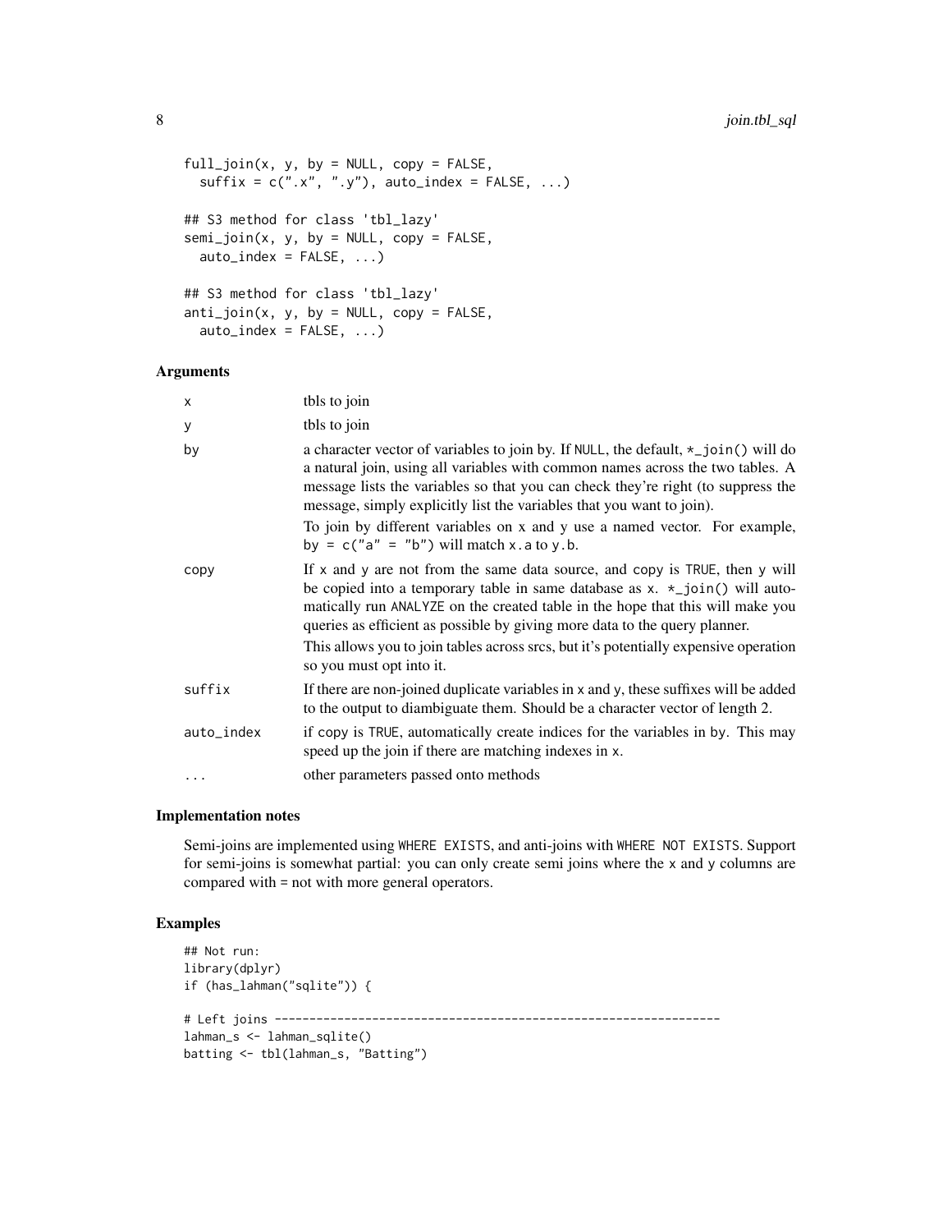```
full_join(x, y, by = NULL, copy = FALSE,
  suffix = c(".x", ".y"), auto_index = FALSE, ...)

## S3 method for class 'tbl_lazy'
semi_join(x, y, by = NULL, copy = FALSE,
  auto_index = FALSE, ...)

## S3 method for class 'tbl_lazy'
anti_join(x, y, by = NULL, copy = FALSE,
  auto_index = FALSE, ...)
```

### Arguments

| | |
|---|---|
| x | tbls to join |
| y | tbls to join |
| by | a character vector of variables to join by. If NULL, the default, *_join() will do a natural join, using all variables with common names across the two tables. A message lists the variables so that you can check they're right (to suppress the message, simply explicitly list the variables that you want to join). To join by different variables on x and y use a named vector. For example, by = c("a" = "b") will match x.a to y.b. |
| copy | If x and y are not from the same data source, and copy is TRUE, then y will be copied into a temporary table in same database as x. *_join() will automatically run ANALYZE on the created table in the hope that this will make you queries as efficient as possible by giving more data to the query planner. This allows you to join tables across srcs, but it's potentially expensive operation so you must opt into it. |
| suffix | If there are non-joined duplicate variables in x and y, these suffixes will be added to the output to diambiguate them. Should be a character vector of length 2. |
| auto_index | if copy is TRUE, automatically create indices for the variables in by. This may speed up the join if there are matching indexes in x. |
| ... | other parameters passed onto methods |

### Implementation notes

Semi-joins are implemented using WHERE EXISTS, and anti-joins with WHERE NOT EXISTS. Support for semi-joins is somewhat partial: you can only create semi joins where the x and y columns are compared with = not with more general operators.

### Examples

```
## Not run:
library(dplyr)
if (has_lahman("sqlite")) {

# Left joins ----------------------------------------------------------------
lahman_s <- lahman_sqlite()
batting <- tbl(lahman_s, "Batting")
```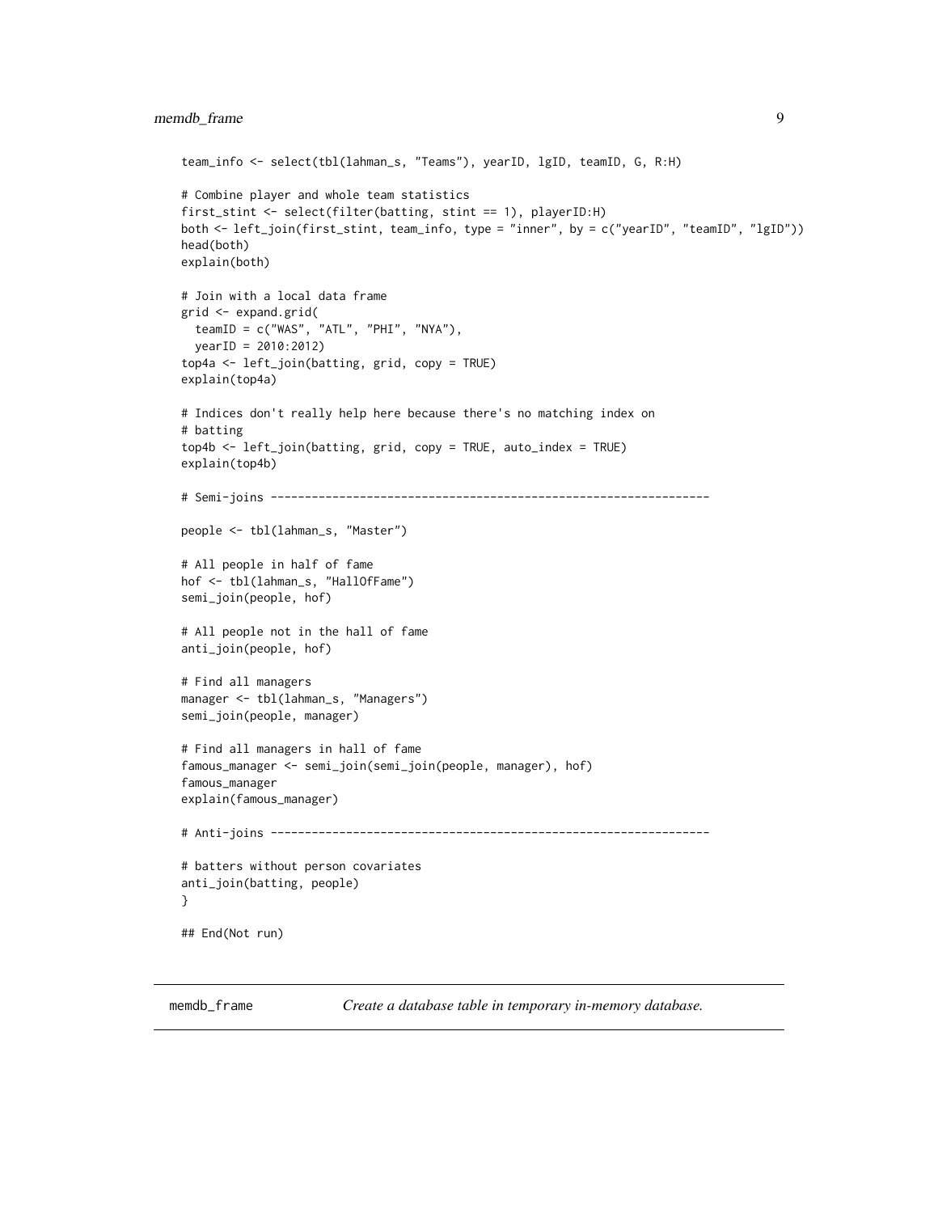```
team_info <- select(tbl(lahman_s, "Teams"), yearID, lgID, teamID, G, R:H)

# Combine player and whole team statistics
first_stint <- select(filter(batting, stint == 1), playerID:H)
both <- left_join(first_stint, team_info, type = "inner", by = c("yearID", "teamID", "lgID"))
head(both)
explain(both)

# Join with a local data frame
grid <- expand.grid(
  teamID = c("WAS", "ATL", "PHI", "NYA"),
  yearID = 2010:2012)
top4a <- left_join(batting, grid, copy = TRUE)
explain(top4a)

# Indices don't really help here because there's no matching index on
# batting
top4b <- left_join(batting, grid, copy = TRUE, auto_index = TRUE)
explain(top4b)

# Semi-joins ----------------------------------------------------------------

people <- tbl(lahman_s, "Master")

# All people in half of fame
hof <- tbl(lahman_s, "HallOfFame")
semi_join(people, hof)

# All people not in the hall of fame
anti_join(people, hof)

# Find all managers
manager <- tbl(lahman_s, "Managers")
semi_join(people, manager)

# Find all managers in hall of fame
famous_manager <- semi_join(semi_join(people, manager), hof)
famous_manager
explain(famous_manager)

# Anti-joins ----------------------------------------------------------------

# batters without person covariates
anti_join(batting, people)
}

## End(Not run)
```

---

## memdb_frame — *Create a database table in temporary in-memory database.*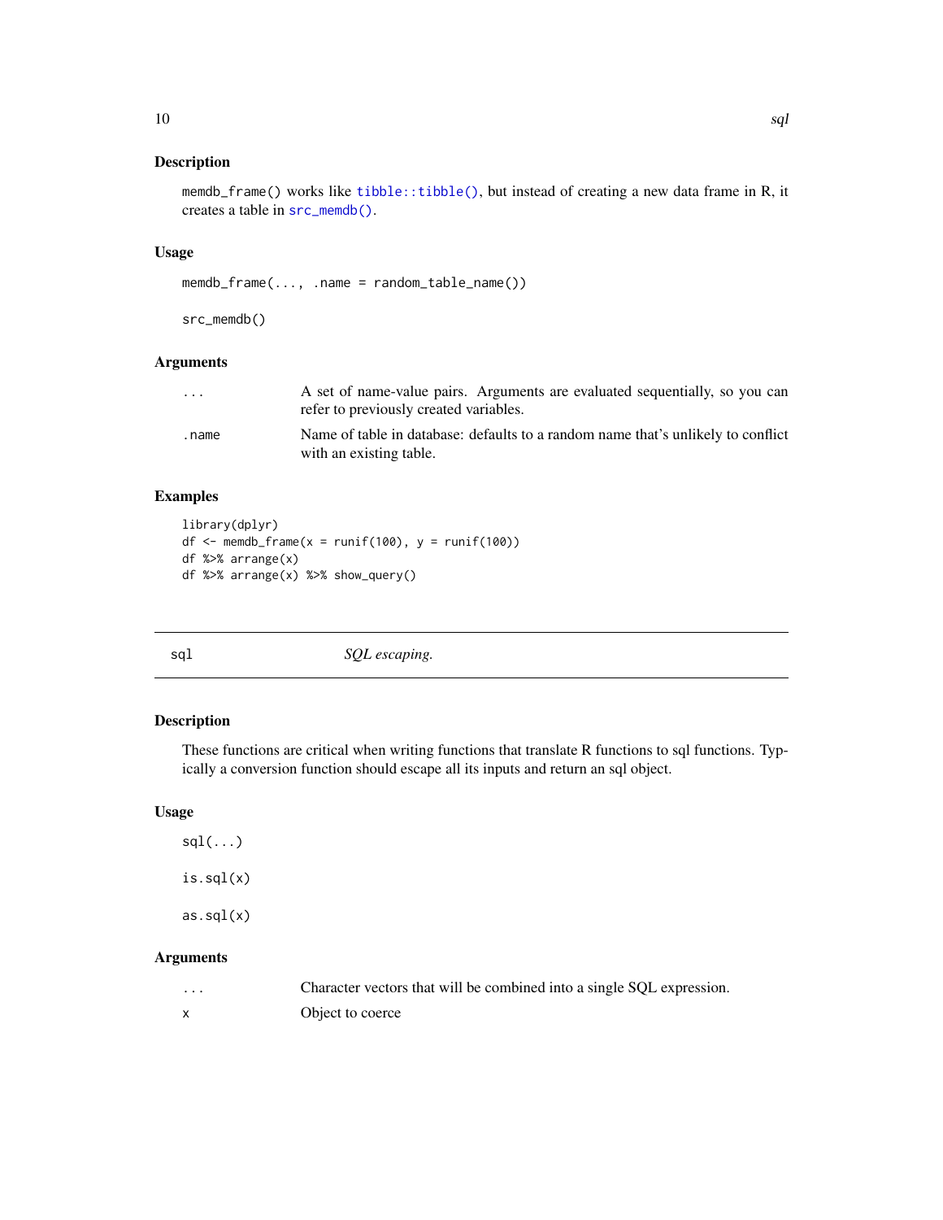### Description

memdb_frame() works like tibble::tibble(), but instead of creating a new data frame in R, it creates a table in src_memdb().

### Usage

```
memdb_frame(..., .name = random_table_name())

src_memdb()
```

### Arguments

| | |
|---|---|
| ... | A set of name-value pairs. Arguments are evaluated sequentially, so you can refer to previously created variables. |
| .name | Name of table in database: defaults to a random name that's unlikely to conflict with an existing table. |

### Examples

```
library(dplyr)
df <- memdb_frame(x = runif(100), y = runif(100))
df %>% arrange(x)
df %>% arrange(x) %>% show_query()
```

## sql — *SQL escaping.*

### Description

These functions are critical when writing functions that translate R functions to sql functions. Typically a conversion function should escape all its inputs and return an sql object.

### Usage

```
sql(...)

is.sql(x)

as.sql(x)
```

### Arguments

| | |
|---|---|
| ... | Character vectors that will be combined into a single SQL expression. |
| x | Object to coerce |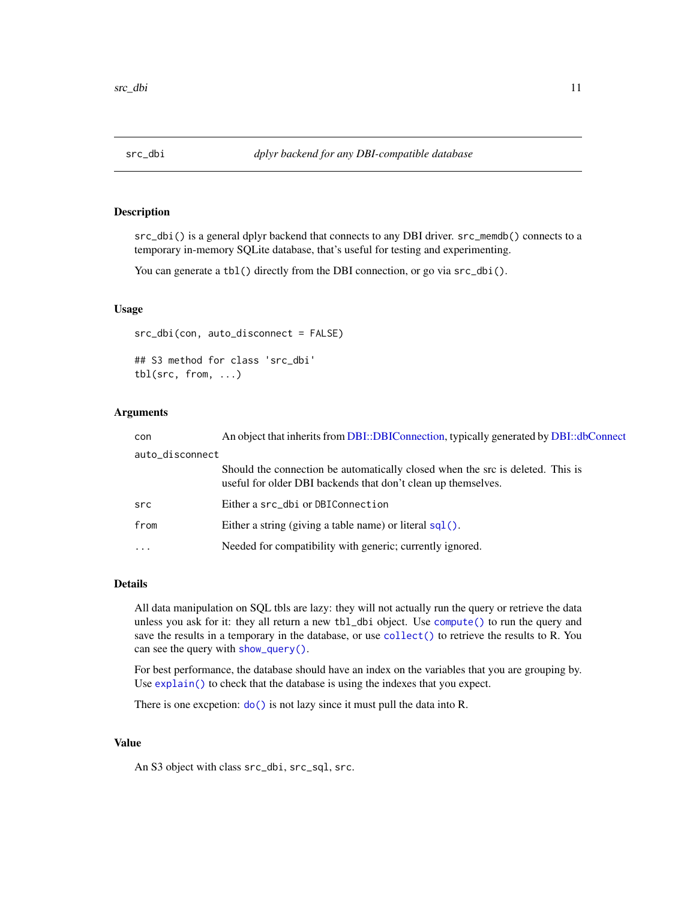## src_dbi — *dplyr backend for any DBI-compatible database*

### Description

`src_dbi()` is a general dplyr backend that connects to any DBI driver. `src_memdb()` connects to a temporary in-memory SQLite database, that's useful for testing and experimenting.

You can generate a `tbl()` directly from the DBI connection, or go via `src_dbi()`.

### Usage

```
src_dbi(con, auto_disconnect = FALSE)

## S3 method for class 'src_dbi'
tbl(src, from, ...)
```

### Arguments

| | |
|---|---|
| `con` | An object that inherits from DBI::DBIConnection, typically generated by DBI::dbConnect |
| `auto_disconnect` | Should the connection be automatically closed when the src is deleted. This is useful for older DBI backends that don't clean up themselves. |
| `src` | Either a `src_dbi` or `DBIConnection` |
| `from` | Either a string (giving a table name) or literal `sql()`. |
| `...` | Needed for compatibility with generic; currently ignored. |

### Details

All data manipulation on SQL tbls are lazy: they will not actually run the query or retrieve the data unless you ask for it: they all return a new `tbl_dbi` object. Use `compute()` to run the query and save the results in a temporary in the database, or use `collect()` to retrieve the results to R. You can see the query with `show_query()`.

For best performance, the database should have an index on the variables that you are grouping by. Use `explain()` to check that the database is using the indexes that you expect.

There is one excpetion: `do()` is not lazy since it must pull the data into R.

### Value

An S3 object with class `src_dbi`, `src_sql`, `src`.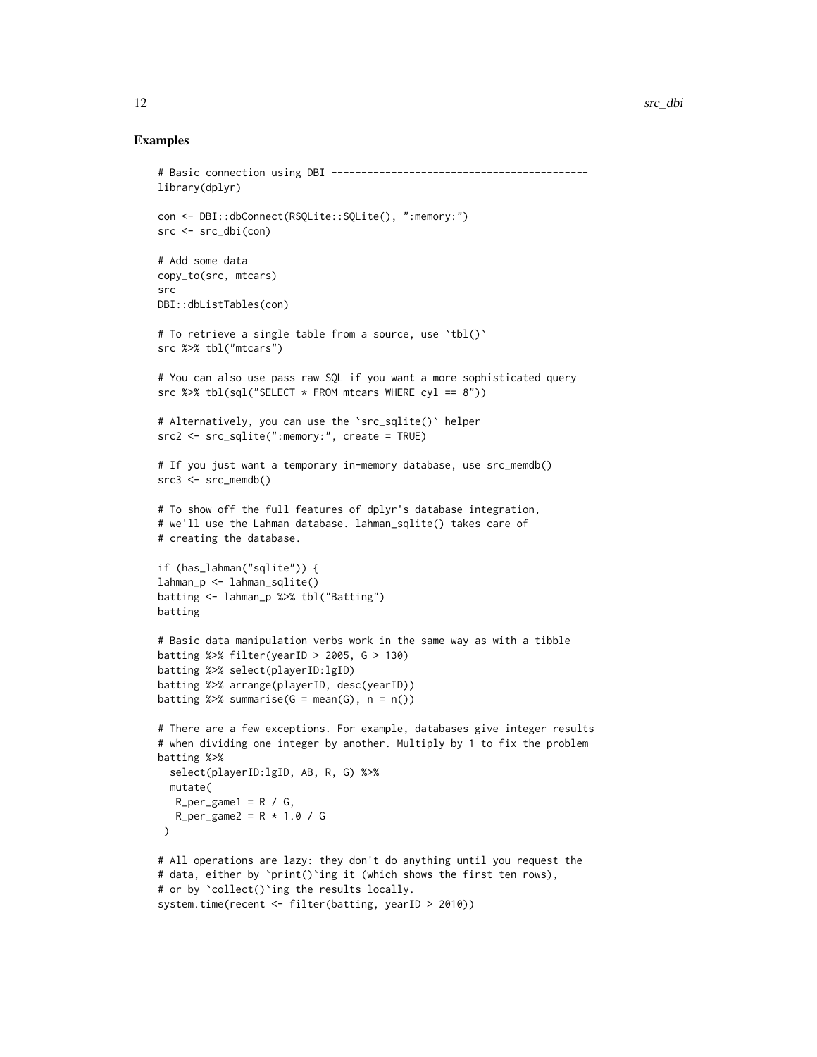## Examples

```
# Basic connection using DBI -------------------------------------------
library(dplyr)

con <- DBI::dbConnect(RSQLite::SQLite(), ":memory:")
src <- src_dbi(con)

# Add some data
copy_to(src, mtcars)
src
DBI::dbListTables(con)

# To retrieve a single table from a source, use `tbl()`
src %>% tbl("mtcars")

# You can also use pass raw SQL if you want a more sophisticated query
src %>% tbl(sql("SELECT * FROM mtcars WHERE cyl == 8"))

# Alternatively, you can use the `src_sqlite()` helper
src2 <- src_sqlite(":memory:", create = TRUE)

# If you just want a temporary in-memory database, use src_memdb()
src3 <- src_memdb()

# To show off the full features of dplyr's database integration,
# we'll use the Lahman database. lahman_sqlite() takes care of
# creating the database.

if (has_lahman("sqlite")) {
lahman_p <- lahman_sqlite()
batting <- lahman_p %>% tbl("Batting")
batting

# Basic data manipulation verbs work in the same way as with a tibble
batting %>% filter(yearID > 2005, G > 130)
batting %>% select(playerID:lgID)
batting %>% arrange(playerID, desc(yearID))
batting %>% summarise(G = mean(G), n = n())

# There are a few exceptions. For example, databases give integer results
# when dividing one integer by another. Multiply by 1 to fix the problem
batting %>%
  select(playerID:lgID, AB, R, G) %>%
  mutate(
   R_per_game1 = R / G,
   R_per_game2 = R * 1.0 / G
 )

# All operations are lazy: they don't do anything until you request the
# data, either by `print()`ing it (which shows the first ten rows),
# or by `collect()`ing the results locally.
system.time(recent <- filter(batting, yearID > 2010))
```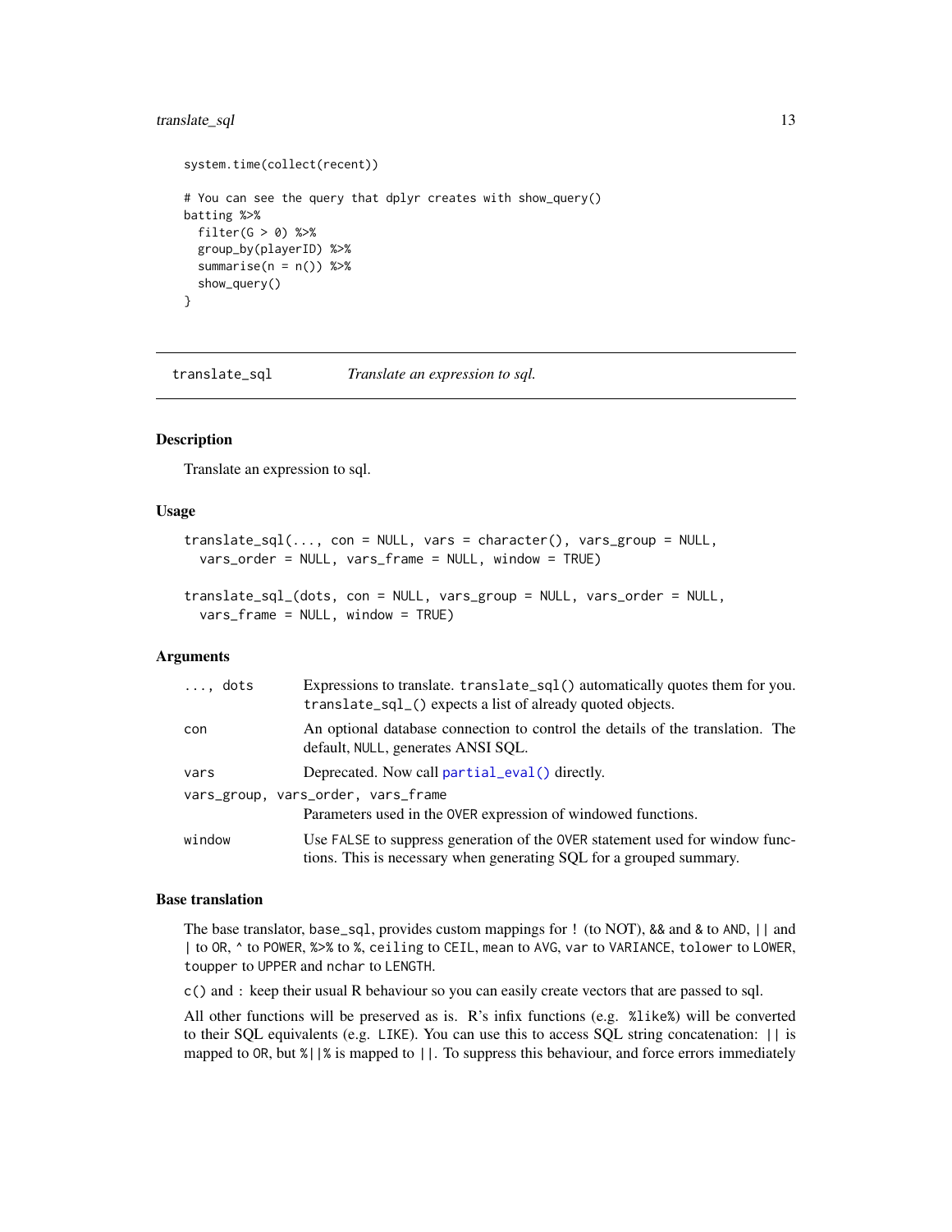```
system.time(collect(recent))

# You can see the query that dplyr creates with show_query()
batting %>%
  filter(G > 0) %>%
  group_by(playerID) %>%
  summarise(n = n()) %>%
  show_query()
}
```

## translate_sql — *Translate an expression to sql.*

### Description

Translate an expression to sql.

### Usage

```
translate_sql(..., con = NULL, vars = character(), vars_group = NULL,
  vars_order = NULL, vars_frame = NULL, window = TRUE)

translate_sql_(dots, con = NULL, vars_group = NULL, vars_order = NULL,
  vars_frame = NULL, window = TRUE)
```

### Arguments

| Argument | Description |
|---|---|
| `..., dots` | Expressions to translate. `translate_sql()` automatically quotes them for you. `translate_sql_()` expects a list of already quoted objects. |
| `con` | An optional database connection to control the details of the translation. The default, `NULL`, generates ANSI SQL. |
| `vars` | Deprecated. Now call `partial_eval()` directly. |
| `vars_group, vars_order, vars_frame` | Parameters used in the `OVER` expression of windowed functions. |
| `window` | Use `FALSE` to suppress generation of the `OVER` statement used for window functions. This is necessary when generating SQL for a grouped summary. |

### Base translation

The base translator, base_sql, provides custom mappings for `!` (to NOT), `&&` and `&` to `AND`, `||` and `|` to `OR`, `^` to `POWER`, `%>%` to `%`, `ceiling` to `CEIL`, `mean` to `AVG`, `var` to `VARIANCE`, `tolower` to `LOWER`, `toupper` to `UPPER` and `nchar` to `LENGTH`.

`c()` and `:` keep their usual R behaviour so you can easily create vectors that are passed to sql.

All other functions will be preserved as is. R's infix functions (e.g. `%like%`) will be converted to their SQL equivalents (e.g. `LIKE`). You can use this to access SQL string concatenation: `||` is mapped to `OR`, but `%||%` is mapped to `||`. To suppress this behaviour, and force errors immediately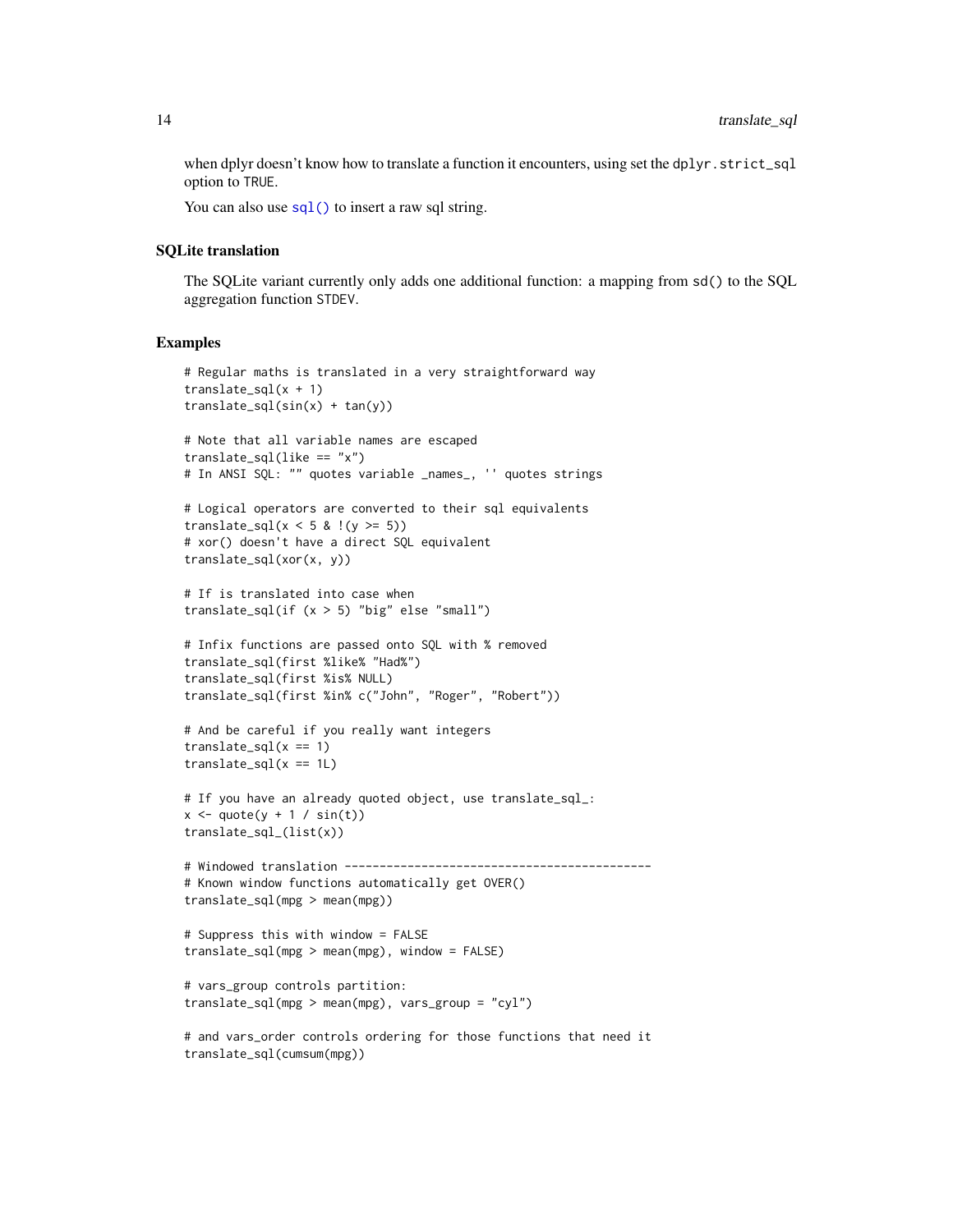when dplyr doesn't know how to translate a function it encounters, using set the `dplyr.strict_sql` option to `TRUE`.

You can also use `sql()` to insert a raw sql string.

## SQLite translation

The SQLite variant currently only adds one additional function: a mapping from `sd()` to the SQL aggregation function `STDEV`.

## Examples

```
# Regular maths is translated in a very straightforward way
translate_sql(x + 1)
translate_sql(sin(x) + tan(y))

# Note that all variable names are escaped
translate_sql(like == "x")
# In ANSI SQL: "" quotes variable _names_, '' quotes strings

# Logical operators are converted to their sql equivalents
translate_sql(x < 5 & !(y >= 5))
# xor() doesn't have a direct SQL equivalent
translate_sql(xor(x, y))

# If is translated into case when
translate_sql(if (x > 5) "big" else "small")

# Infix functions are passed onto SQL with % removed
translate_sql(first %like% "Had%")
translate_sql(first %is% NULL)
translate_sql(first %in% c("John", "Roger", "Robert"))

# And be careful if you really want integers
translate_sql(x == 1)
translate_sql(x == 1L)

# If you have an already quoted object, use translate_sql_:
x <- quote(y + 1 / sin(t))
translate_sql_(list(x))

# Windowed translation --------------------------------------------
# Known window functions automatically get OVER()
translate_sql(mpg > mean(mpg))

# Suppress this with window = FALSE
translate_sql(mpg > mean(mpg), window = FALSE)

# vars_group controls partition:
translate_sql(mpg > mean(mpg), vars_group = "cyl")

# and vars_order controls ordering for those functions that need it
translate_sql(cumsum(mpg))
```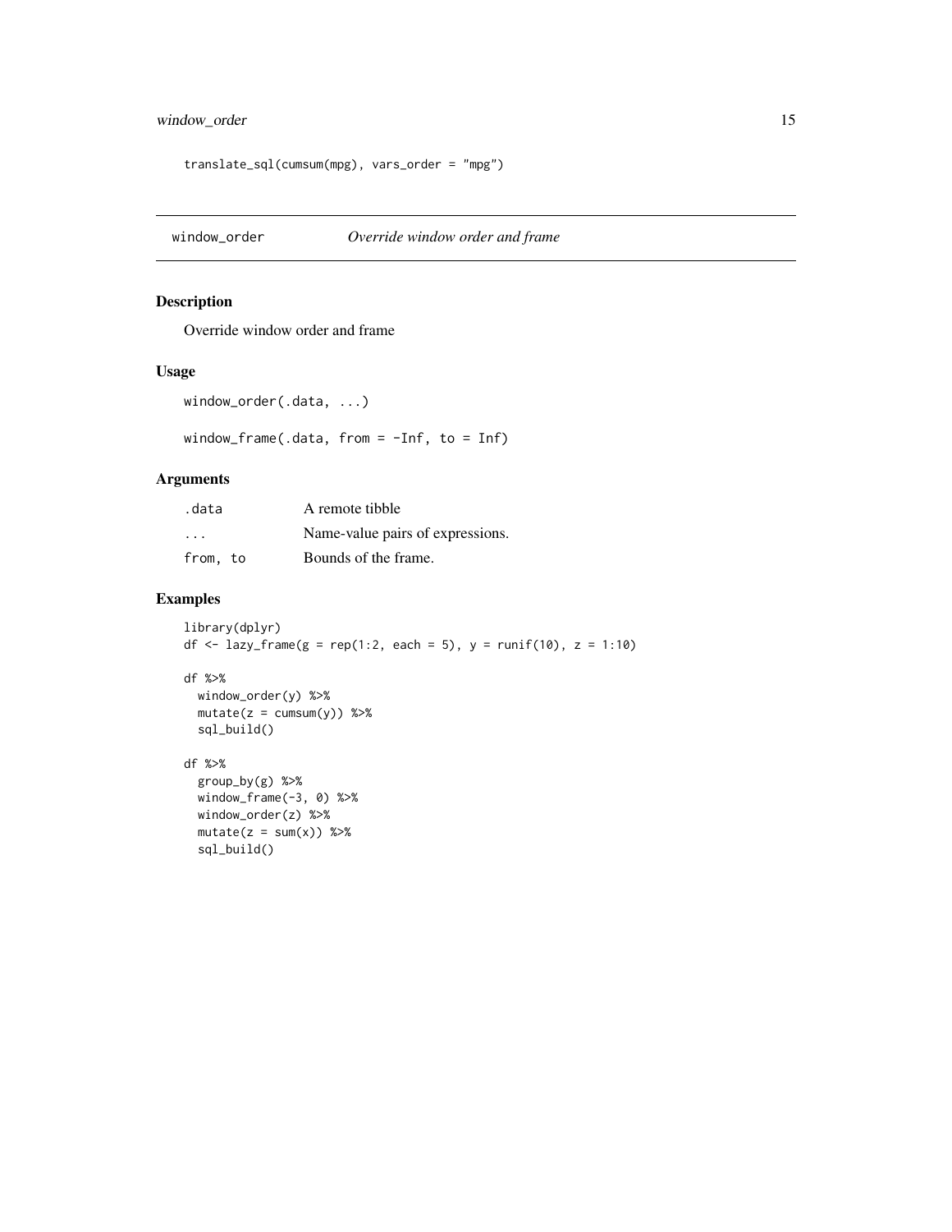```
translate_sql(cumsum(mpg), vars_order = "mpg")
```

## window_order — *Override window order and frame*

### Description

Override window order and frame

### Usage

```
window_order(.data, ...)

window_frame(.data, from = -Inf, to = Inf)
```

### Arguments

| | |
|---|---|
| .data | A remote tibble |
| ... | Name-value pairs of expressions. |
| from, to | Bounds of the frame. |

### Examples

```
library(dplyr)
df <- lazy_frame(g = rep(1:2, each = 5), y = runif(10), z = 1:10)

df %>%
  window_order(y) %>%
  mutate(z = cumsum(y)) %>%
  sql_build()

df %>%
  group_by(g) %>%
  window_frame(-3, 0) %>%
  window_order(z) %>%
  mutate(z = sum(x)) %>%
  sql_build()
```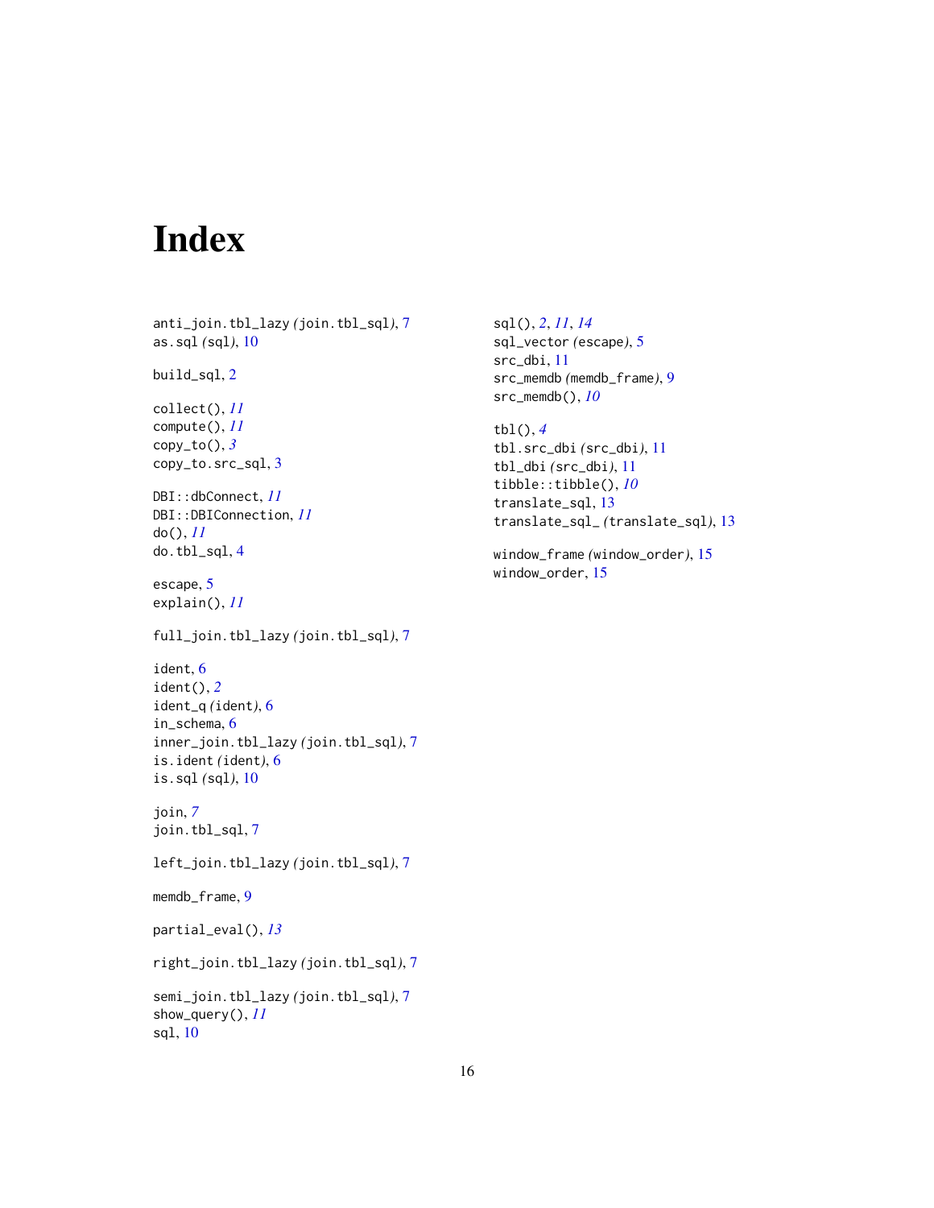# Index

anti_join.tbl_lazy (join.tbl_sql), 7
as.sql (sql), 10

build_sql, 2

collect(), *11*
compute(), *11*
copy_to(), *3*
copy_to.src_sql, 3

DBI::dbConnect, *11*
DBI::DBIConnection, *11*
do(), *11*
do.tbl_sql, 4

escape, 5
explain(), *11*

full_join.tbl_lazy (join.tbl_sql), 7

ident, 6
ident(), *2*
ident_q (ident), 6
in_schema, 6
inner_join.tbl_lazy (join.tbl_sql), 7
is.ident (ident), 6
is.sql (sql), 10

join, *7*
join.tbl_sql, 7

left_join.tbl_lazy (join.tbl_sql), 7

memdb_frame, 9

partial_eval(), *13*

right_join.tbl_lazy (join.tbl_sql), 7

semi_join.tbl_lazy (join.tbl_sql), 7
show_query(), *11*
sql, 10
sql(), *2*, *11*, *14*
sql_vector (escape), 5
src_dbi, 11
src_memdb (memdb_frame), 9
src_memdb(), *10*

tbl(), *4*
tbl.src_dbi (src_dbi), 11
tbl_dbi (src_dbi), 11
tibble::tibble(), *10*
translate_sql, 13
translate_sql_ (translate_sql), 13

window_frame (window_order), 15
window_order, 15